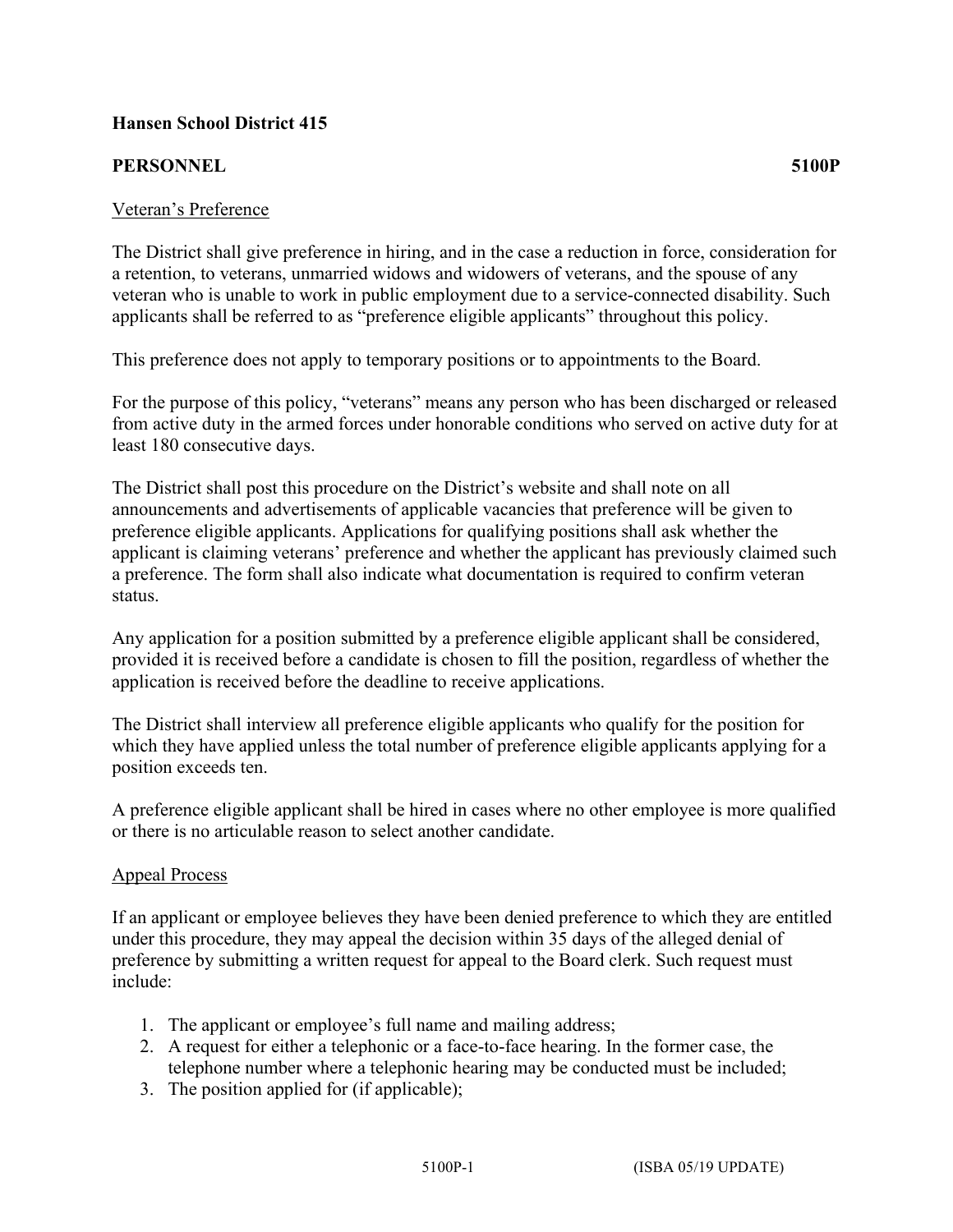**Hansen School District 415**

**PERSONNEL** **5100P**

<u>Veteran's Preference</u>

The District shall give preference in hiring, and in the case a reduction in force, consideration for a retention, to veterans, unmarried widows and widowers of veterans, and the spouse of any veteran who is unable to work in public employment due to a service-connected disability. Such applicants shall be referred to as "preference eligible applicants" throughout this policy.

This preference does not apply to temporary positions or to appointments to the Board.

For the purpose of this policy, "veterans" means any person who has been discharged or released from active duty in the armed forces under honorable conditions who served on active duty for at least 180 consecutive days.

The District shall post this procedure on the District's website and shall note on all announcements and advertisements of applicable vacancies that preference will be given to preference eligible applicants. Applications for qualifying positions shall ask whether the applicant is claiming veterans' preference and whether the applicant has previously claimed such a preference. The form shall also indicate what documentation is required to confirm veteran status.

Any application for a position submitted by a preference eligible applicant shall be considered, provided it is received before a candidate is chosen to fill the position, regardless of whether the application is received before the deadline to receive applications.

The District shall interview all preference eligible applicants who qualify for the position for which they have applied unless the total number of preference eligible applicants applying for a position exceeds ten.

A preference eligible applicant shall be hired in cases where no other employee is more qualified or there is no articulable reason to select another candidate.

<u>Appeal Process</u>

If an applicant or employee believes they have been denied preference to which they are entitled under this procedure, they may appeal the decision within 35 days of the alleged denial of preference by submitting a written request for appeal to the Board clerk. Such request must include:

1. The applicant or employee's full name and mailing address;
2. A request for either a telephonic or a face-to-face hearing. In the former case, the telephone number where a telephonic hearing may be conducted must be included;
3. The position applied for (if applicable);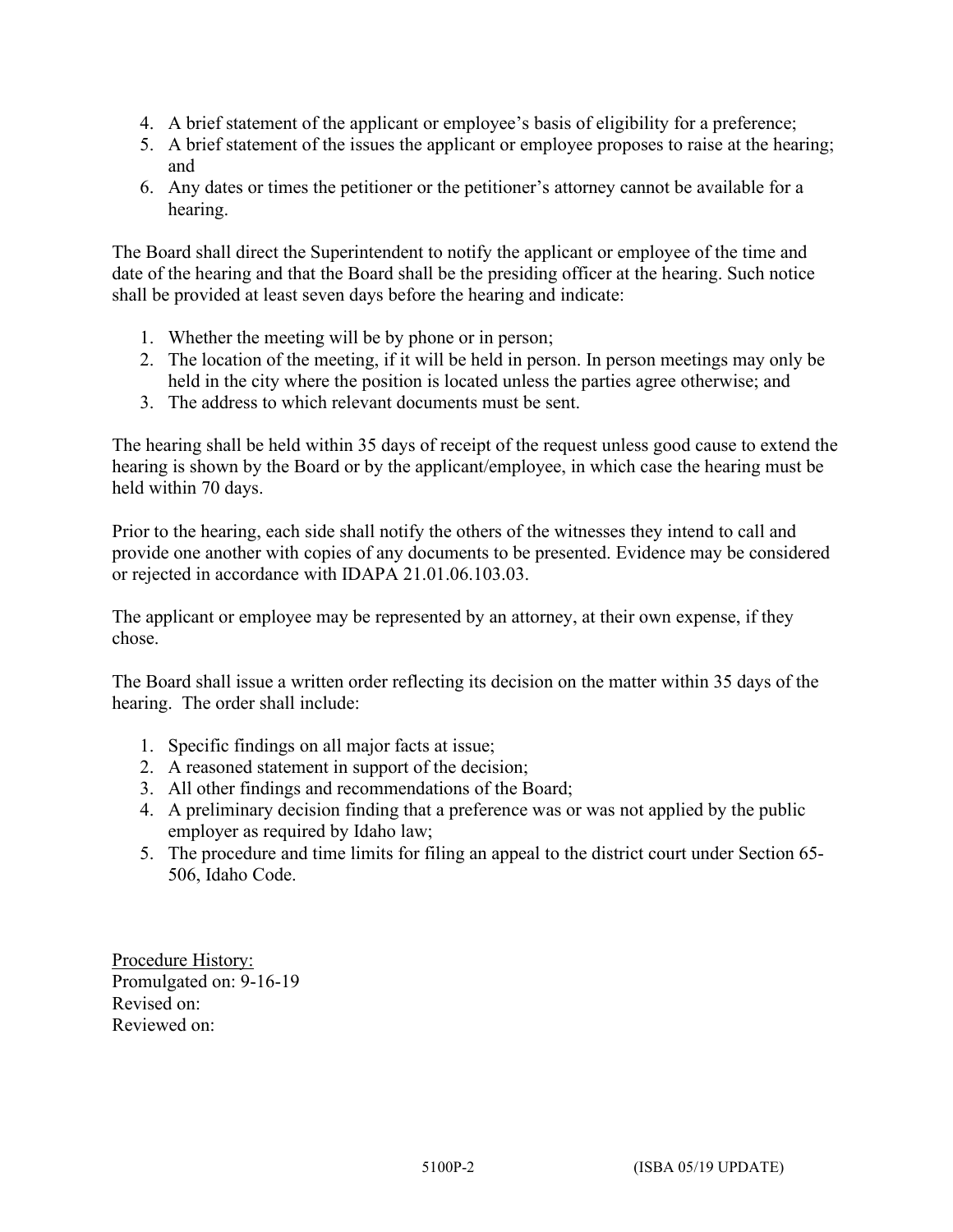4. A brief statement of the applicant or employee's basis of eligibility for a preference;
5. A brief statement of the issues the applicant or employee proposes to raise at the hearing; and
6. Any dates or times the petitioner or the petitioner's attorney cannot be available for a hearing.

The Board shall direct the Superintendent to notify the applicant or employee of the time and date of the hearing and that the Board shall be the presiding officer at the hearing. Such notice shall be provided at least seven days before the hearing and indicate:

1. Whether the meeting will be by phone or in person;
2. The location of the meeting, if it will be held in person. In person meetings may only be held in the city where the position is located unless the parties agree otherwise; and
3. The address to which relevant documents must be sent.

The hearing shall be held within 35 days of receipt of the request unless good cause to extend the hearing is shown by the Board or by the applicant/employee, in which case the hearing must be held within 70 days.

Prior to the hearing, each side shall notify the others of the witnesses they intend to call and provide one another with copies of any documents to be presented. Evidence may be considered or rejected in accordance with IDAPA 21.01.06.103.03.

The applicant or employee may be represented by an attorney, at their own expense, if they chose.

The Board shall issue a written order reflecting its decision on the matter within 35 days of the hearing. The order shall include:

1. Specific findings on all major facts at issue;
2. A reasoned statement in support of the decision;
3. All other findings and recommendations of the Board;
4. A preliminary decision finding that a preference was or was not applied by the public employer as required by Idaho law;
5. The procedure and time limits for filing an appeal to the district court under Section 65-506, Idaho Code.

<u>Procedure History:</u>
Promulgated on: 9-16-19
Revised on:
Reviewed on: